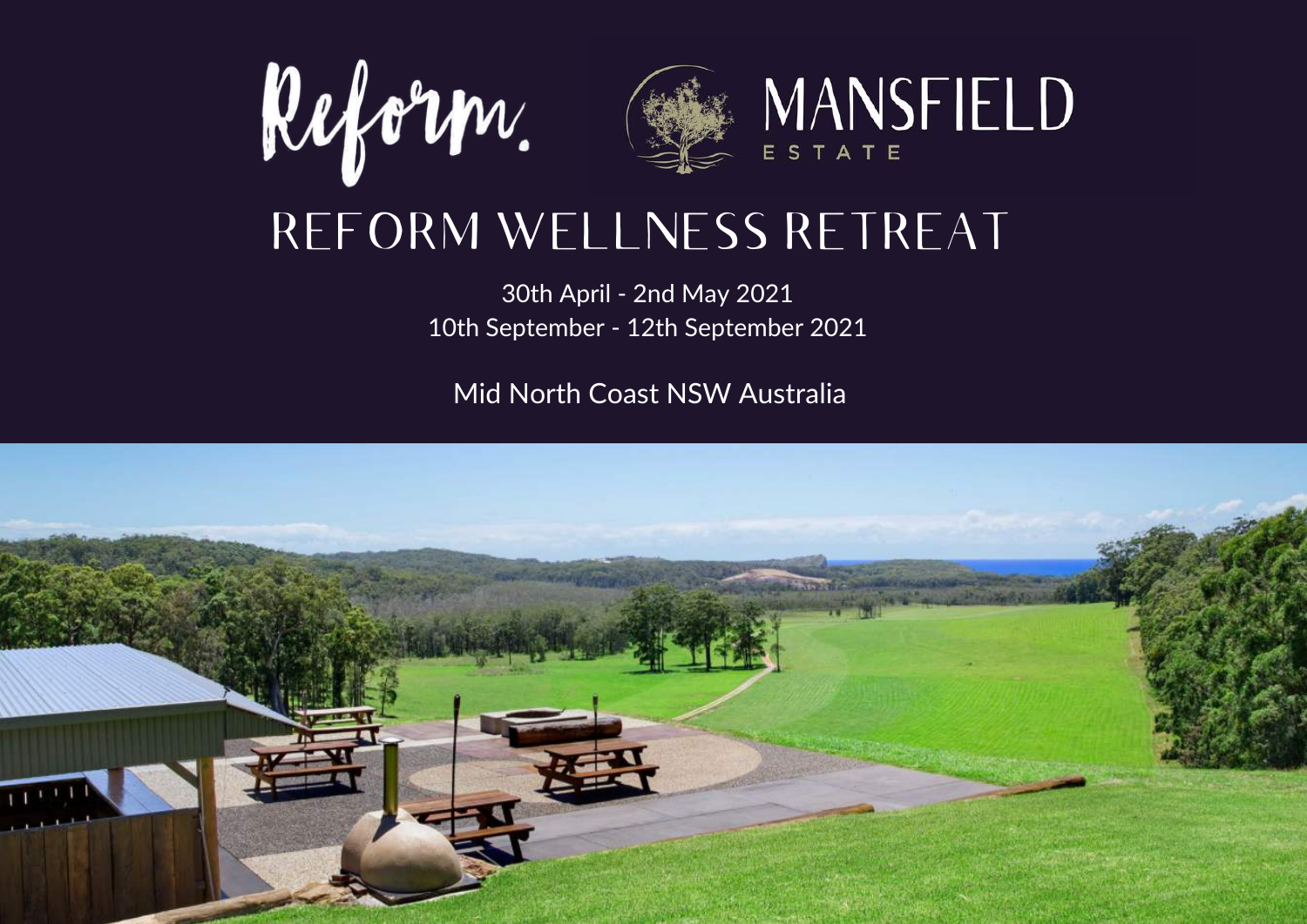Reform. MANSFIELD ESTATE

# REFORM WELLNESS RETREAT

30th April - 2nd May 2021
10th September - 12th September 2021

Mid North Coast NSW Australia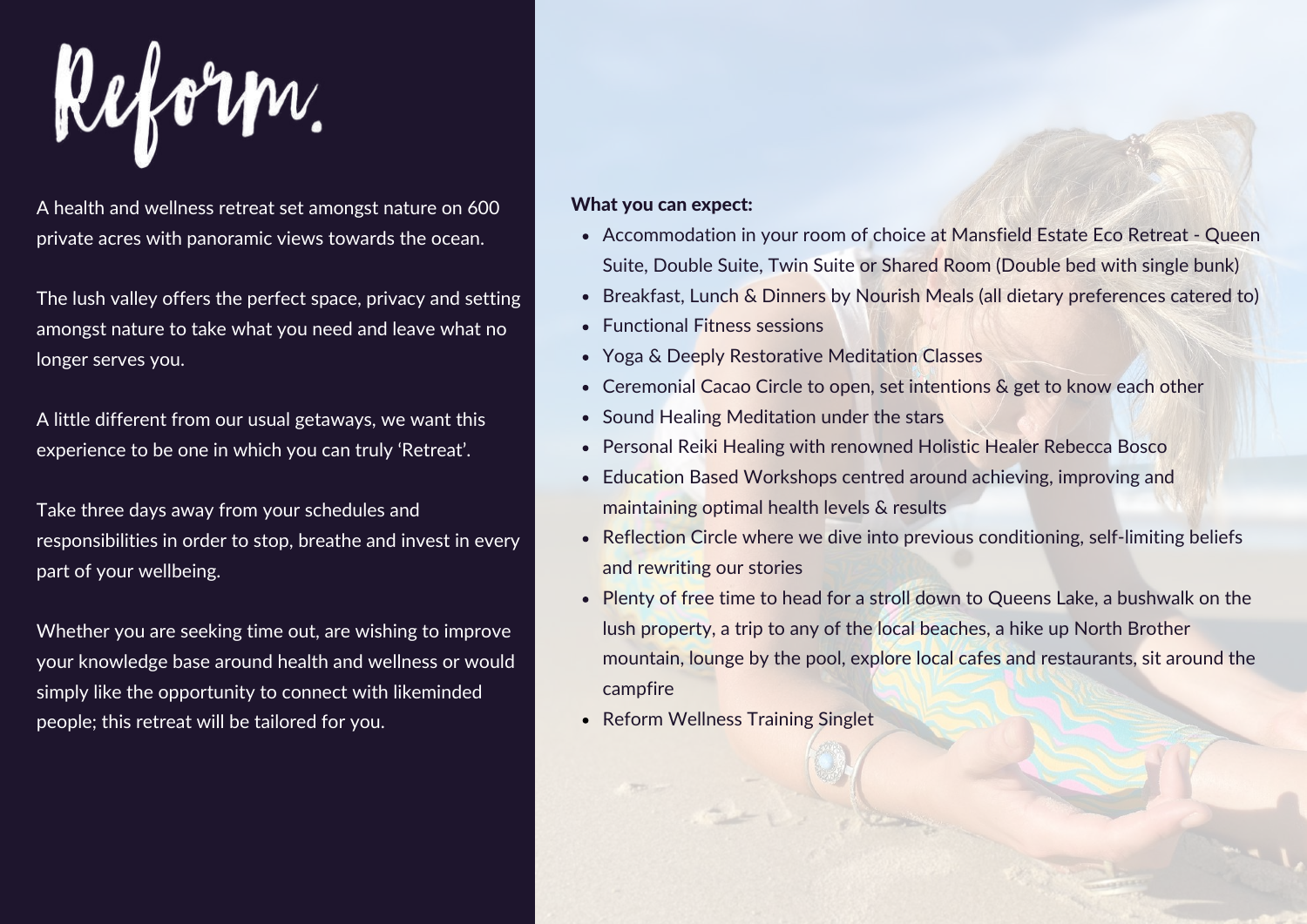# Reform.

A health and wellness retreat set amongst nature on 600 private acres with panoramic views towards the ocean.

The lush valley offers the perfect space, privacy and setting amongst nature to take what you need and leave what no longer serves you.

A little different from our usual getaways, we want this experience to be one in which you can truly 'Retreat'.

Take three days away from your schedules and responsibilities in order to stop, breathe and invest in every part of your wellbeing.

Whether you are seeking time out, are wishing to improve your knowledge base around health and wellness or would simply like the opportunity to connect with likeminded people; this retreat will be tailored for you.

**What you can expect:**

- Accommodation in your room of choice at Mansfield Estate Eco Retreat - Queen Suite, Double Suite, Twin Suite or Shared Room (Double bed with single bunk)
- Breakfast, Lunch & Dinners by Nourish Meals (all dietary preferences catered to)
- Functional Fitness sessions
- Yoga & Deeply Restorative Meditation Classes
- Ceremonial Cacao Circle to open, set intentions & get to know each other
- Sound Healing Meditation under the stars
- Personal Reiki Healing with renowned Holistic Healer Rebecca Bosco
- Education Based Workshops centred around achieving, improving and maintaining optimal health levels & results
- Reflection Circle where we dive into previous conditioning, self-limiting beliefs and rewriting our stories
- Plenty of free time to head for a stroll down to Queens Lake, a bushwalk on the lush property, a trip to any of the local beaches, a hike up North Brother mountain, lounge by the pool, explore local cafes and restaurants, sit around the campfire
- Reform Wellness Training Singlet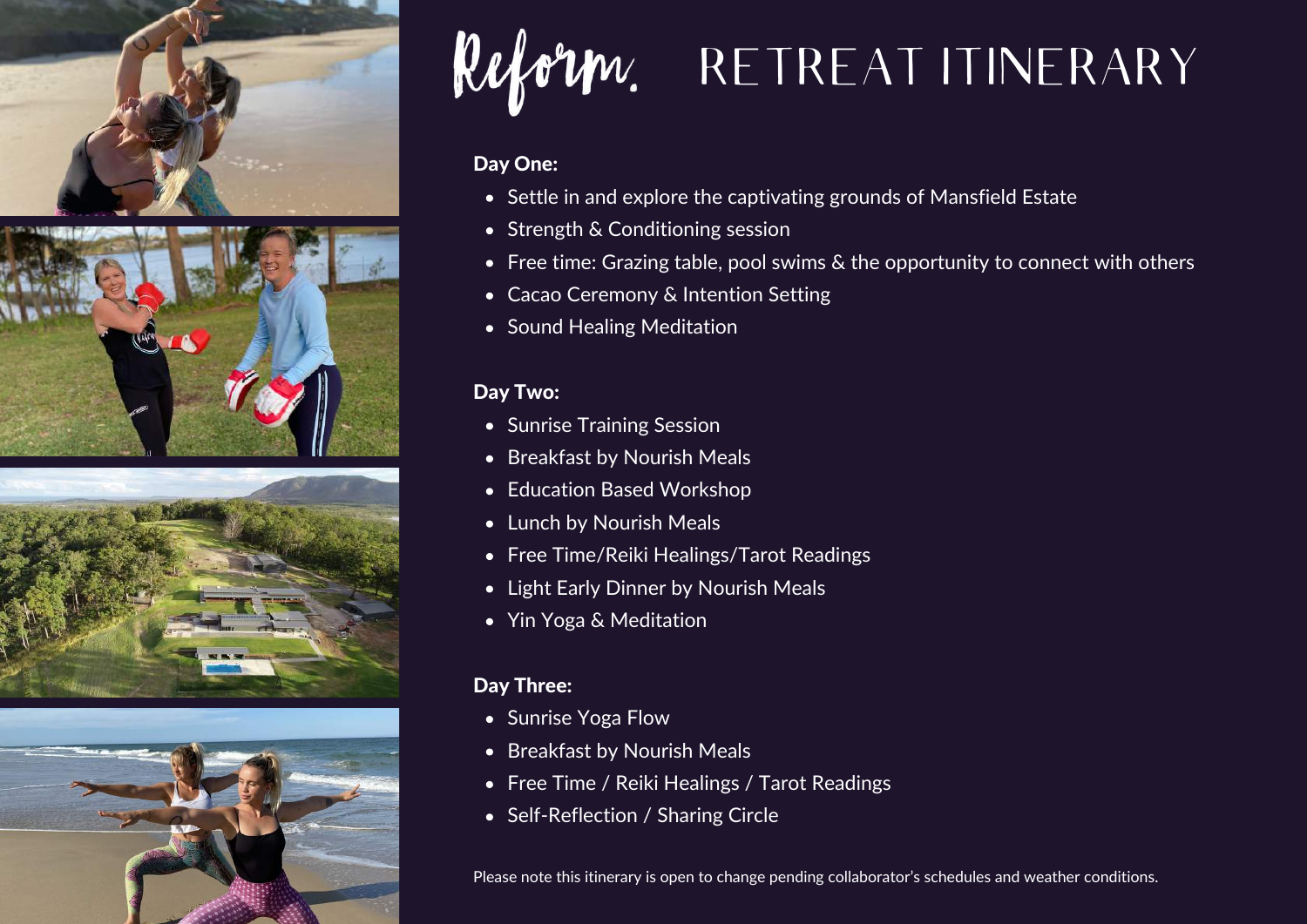# Reform. RETREAT ITINERARY

**Day One:**

- Settle in and explore the captivating grounds of Mansfield Estate
- Strength & Conditioning session
- Free time: Grazing table, pool swims & the opportunity to connect with others
- Cacao Ceremony & Intention Setting
- Sound Healing Meditation

**Day Two:**

- Sunrise Training Session
- Breakfast by Nourish Meals
- Education Based Workshop
- Lunch by Nourish Meals
- Free Time/Reiki Healings/Tarot Readings
- Light Early Dinner by Nourish Meals
- Yin Yoga & Meditation

**Day Three:**

- Sunrise Yoga Flow
- Breakfast by Nourish Meals
- Free Time / Reiki Healings / Tarot Readings
- Self-Reflection / Sharing Circle

Please note this itinerary is open to change pending collaborator's schedules and weather conditions.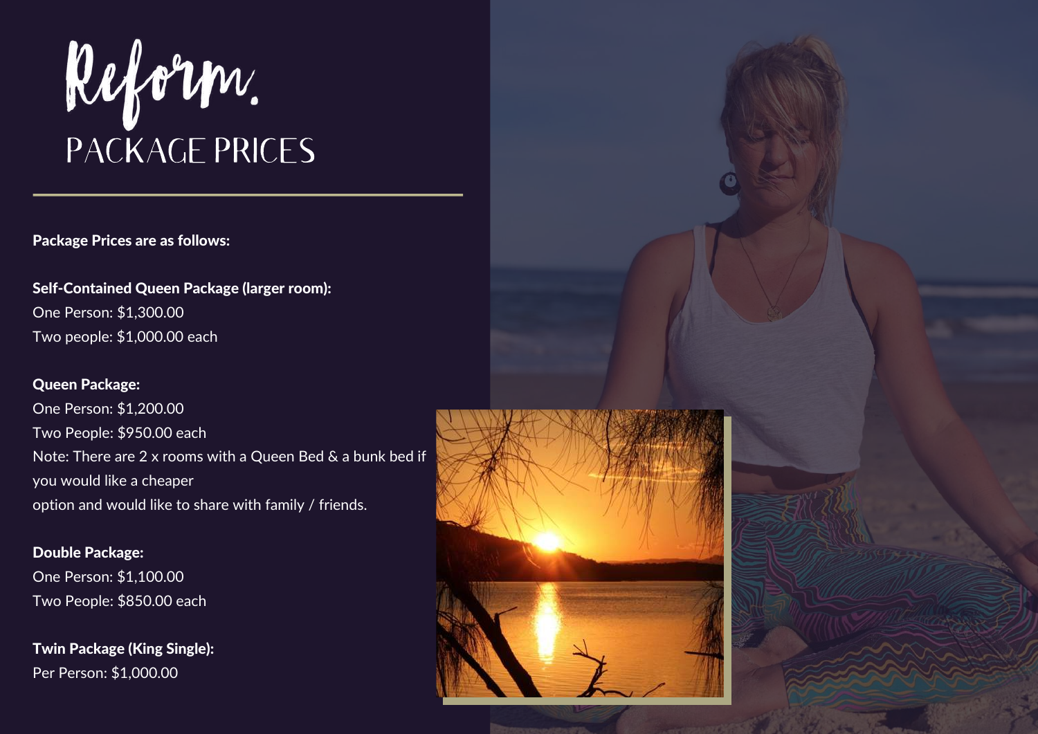# Reform.

## PACKAGE PRICES

**Package Prices are as follows:**

**Self-Contained Queen Package (larger room):**
One Person: $1,300.00
Two people: $1,000.00 each

**Queen Package:**
One Person: $1,200.00
Two People: $950.00 each
Note: There are 2 x rooms with a Queen Bed & a bunk bed if you would like a cheaper
option and would like to share with family / friends.

**Double Package:**
One Person: $1,100.00
Two People: $850.00 each

**Twin Package (King Single):**
Per Person: $1,000.00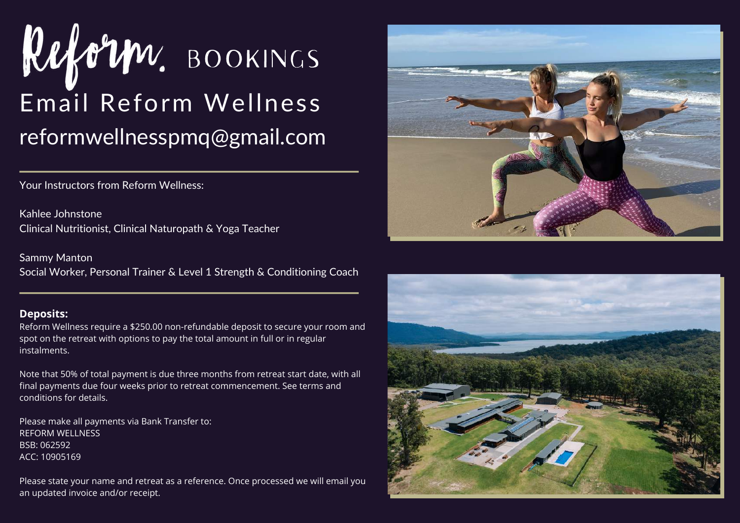# Reform. BOOKINGS

## Email Reform Wellness

## reformwellnesspmq@gmail.com

---

Your Instructors from Reform Wellness:

Kahlee Johnstone
Clinical Nutritionist, Clinical Naturopath & Yoga Teacher

Sammy Manton
Social Worker, Personal Trainer & Level 1 Strength & Conditioning Coach

---

**Deposits:**

Reform Wellness require a $250.00 non-refundable deposit to secure your room and spot on the retreat with options to pay the total amount in full or in regular instalments.

Note that 50% of total payment is due three months from retreat start date, with all final payments due four weeks prior to retreat commencement. See terms and conditions for details.

Please make all payments via Bank Transfer to:
REFORM WELLNESS
BSB: 062592
ACC: 10905169

Please state your name and retreat as a reference. Once processed we will email you an updated invoice and/or receipt.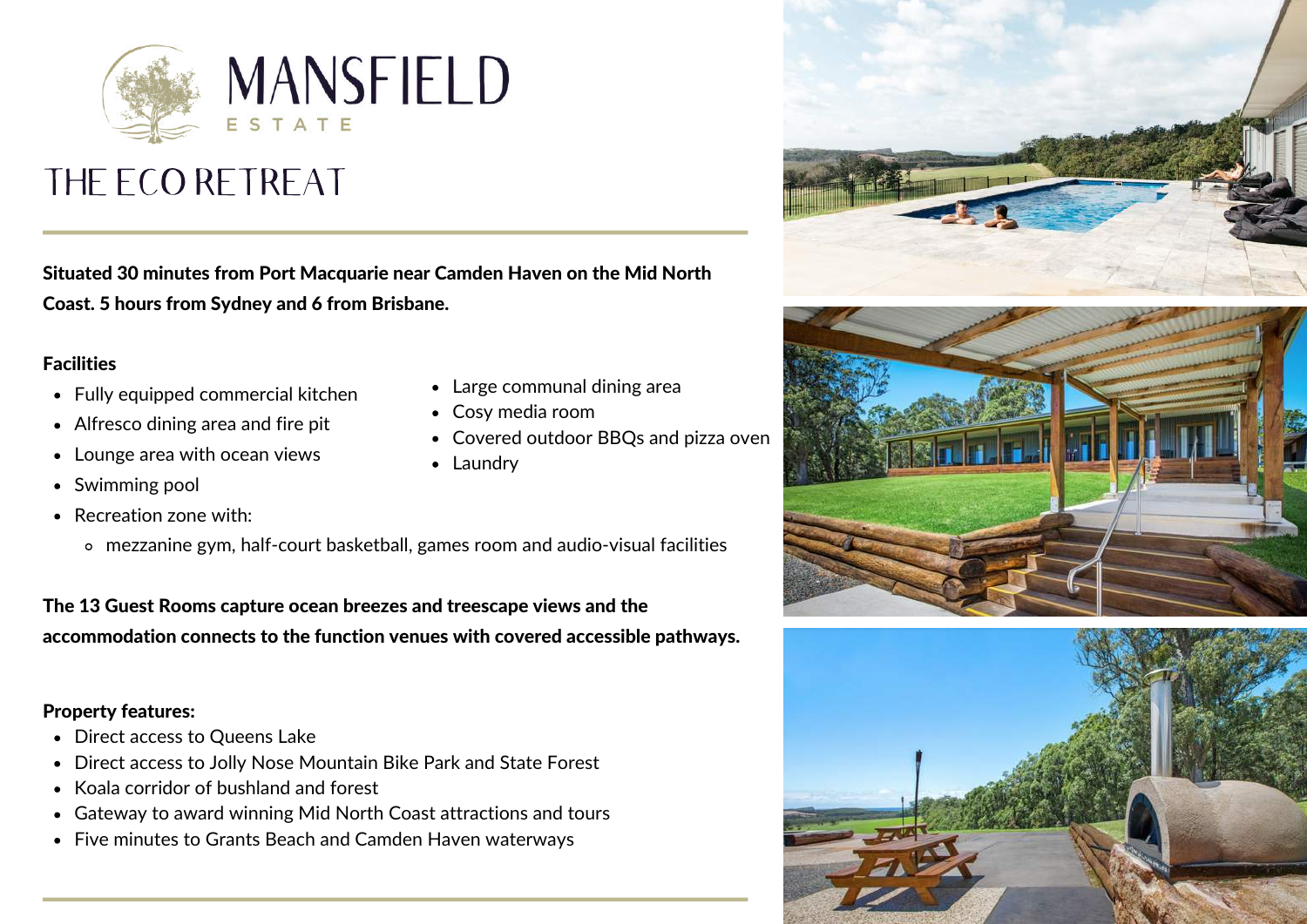# MANSFIELD

ESTATE

## THE ECO RETREAT

**Situated 30 minutes from Port Macquarie near Camden Haven on the Mid North Coast. 5 hours from Sydney and 6 from Brisbane.**

**Facilities**

- Fully equipped commercial kitchen
- Alfresco dining area and fire pit
- Lounge area with ocean views
- Swimming pool
- Recreation zone with:
  - mezzanine gym, half-court basketball, games room and audio-visual facilities
- Large communal dining area
- Cosy media room
- Covered outdoor BBQs and pizza oven
- Laundry

**The 13 Guest Rooms capture ocean breezes and treescape views and the accommodation connects to the function venues with covered accessible pathways.**

**Property features:**

- Direct access to Queens Lake
- Direct access to Jolly Nose Mountain Bike Park and State Forest
- Koala corridor of bushland and forest
- Gateway to award winning Mid North Coast attractions and tours
- Five minutes to Grants Beach and Camden Haven waterways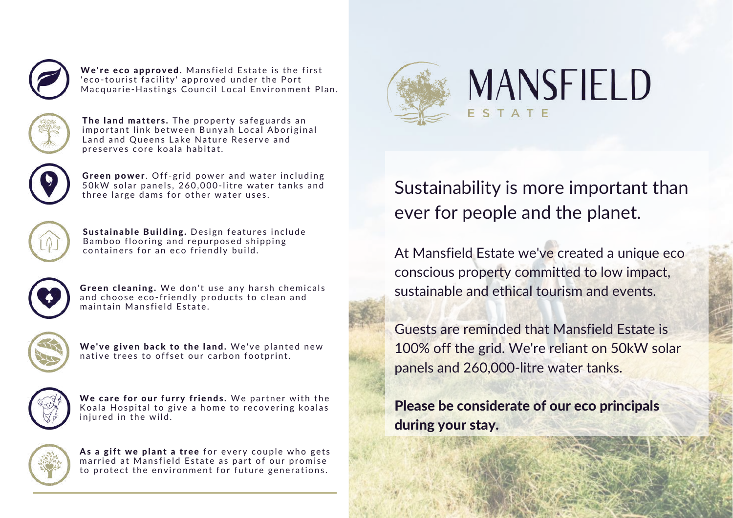# MANSFIELD

ESTATE

## Sustainability is more important than ever for people and the planet.

At Mansfield Estate we've created a unique eco conscious property committed to low impact, sustainable and ethical tourism and events.

Guests are reminded that Mansfield Estate is 100% off the grid. We're reliant on 50kW solar panels and 260,000-litre water tanks.

**Please be considerate of our eco principals during your stay.**

**We're eco approved.** Mansfield Estate is the first 'eco-tourist facility' approved under the Port Macquarie-Hastings Council Local Environment Plan.

**The land matters.** The property safeguards an important link between Bunyah Local Aboriginal Land and Queens Lake Nature Reserve and preserves core koala habitat.

**Green power**. Off-grid power and water including 50kW solar panels, 260,000-litre water tanks and three large dams for other water uses.

**Sustainable Building.** Design features include Bamboo flooring and repurposed shipping containers for an eco friendly build.

**Green cleaning.** We don't use any harsh chemicals and choose eco-friendly products to clean and maintain Mansfield Estate.

**We've given back to the land.** We've planted new native trees to offset our carbon footprint.

**We care for our furry friends.** We partner with the Koala Hospital to give a home to recovering koalas injured in the wild.

**As a gift we plant a tree** for every couple who gets married at Mansfield Estate as part of our promise to protect the environment for future generations.